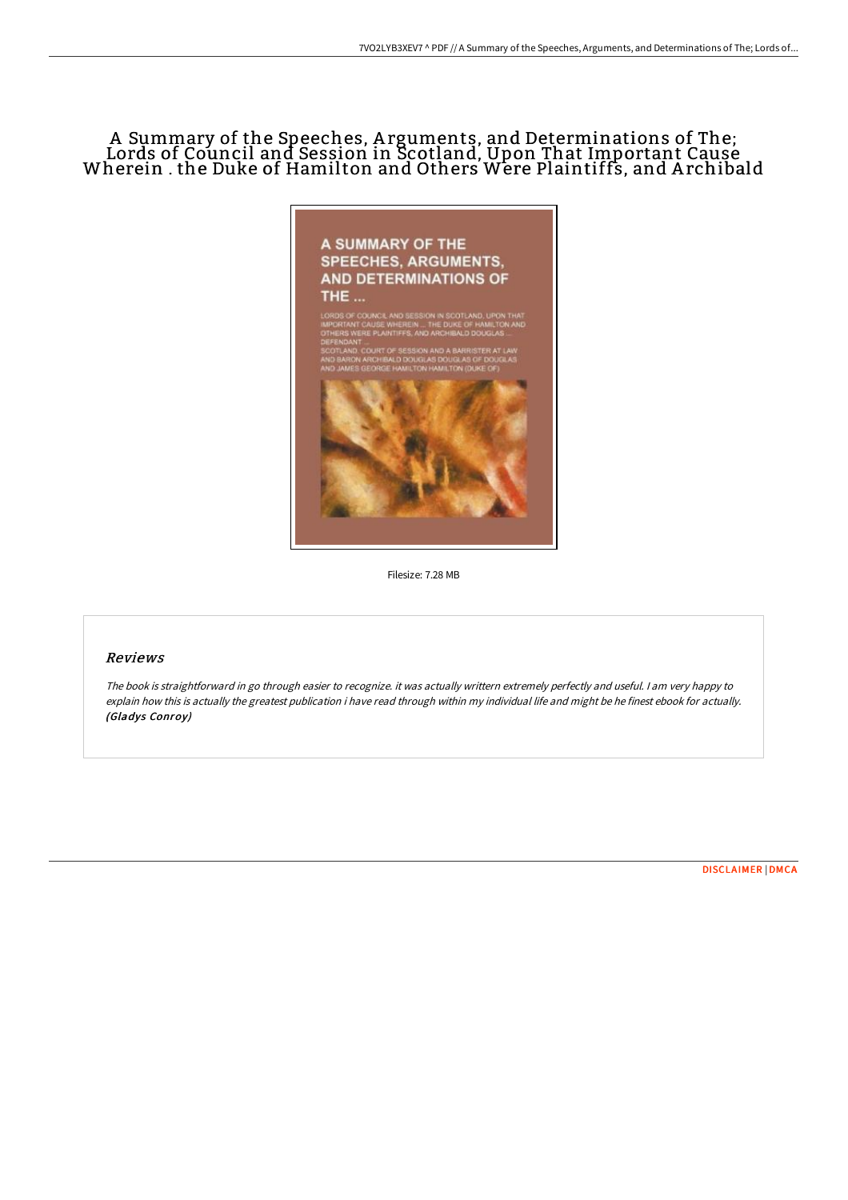# A Summary of the Speeches, Arguments, and Determinations of The; Lords of Council and Session in Scotland, Upon That Important Cause Wherein . the Duke of Hamilton and Others Were Plaintiffs, and Archibald

Filesize: 7.28 MB

## *Reviews*

*The book is straightforward in go through easier to recognize. it was actually writtern extremely perfectly and useful. I am very happy to explain how this is actually the greatest publication i have read through within my individual life and might be he finest ebook for actually.* ***(Gladys Conroy)***

DISCLAIMER | DMCA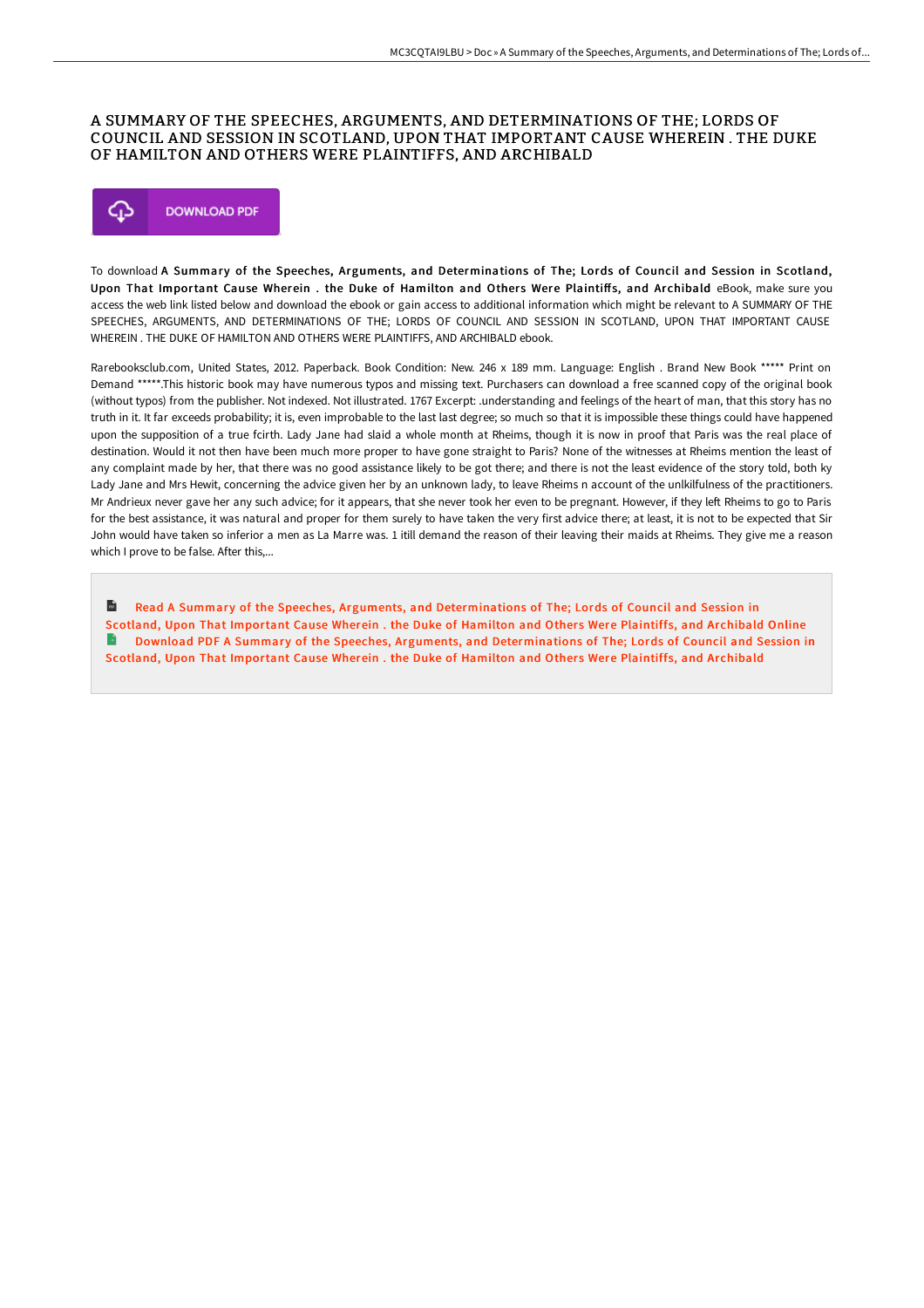# A SUMMARY OF THE SPEECHES, ARGUMENTS, AND DETERMINATIONS OF THE; LORDS OF COUNCIL AND SESSION IN SCOTLAND, UPON THAT IMPORTANT CAUSE WHEREIN . THE DUKE OF HAMILTON AND OTHERS WERE PLAINTIFFS, AND ARCHIBALD

DOWNLOAD PDF

To download **A Summary of the Speeches, Arguments, and Determinations of The; Lords of Council and Session in Scotland, Upon That Important Cause Wherein . the Duke of Hamilton and Others Were Plaintiffs, and Archibald** eBook, make sure you access the web link listed below and download the ebook or gain access to additional information which might be relevant to A SUMMARY OF THE SPEECHES, ARGUMENTS, AND DETERMINATIONS OF THE; LORDS OF COUNCIL AND SESSION IN SCOTLAND, UPON THAT IMPORTANT CAUSE WHEREIN . THE DUKE OF HAMILTON AND OTHERS WERE PLAINTIFFS, AND ARCHIBALD ebook.

Rarebooksclub.com, United States, 2012. Paperback. Book Condition: New. 246 x 189 mm. Language: English . Brand New Book ***** Print on Demand *****.This historic book may have numerous typos and missing text. Purchasers can download a free scanned copy of the original book (without typos) from the publisher. Not indexed. Not illustrated. 1767 Excerpt: .understanding and feelings of the heart of man, that this story has no truth in it. It far exceeds probability; it is, even improbable to the last last degree; so much so that it is impossible these things could have happened upon the supposition of a true fcirth. Lady Jane had slaid a whole month at Rheims, though it is now in proof that Paris was the real place of destination. Would it not then have been much more proper to have gone straight to Paris? None of the witnesses at Rheims mention the least of any complaint made by her, that there was no good assistance likely to be got there; and there is not the least evidence of the story told, both ky Lady Jane and Mrs Hewit, concerning the advice given her by an unknown lady, to leave Rheims n account of the unlkilfulness of the practitioners. Mr Andrieux never gave her any such advice; for it appears, that she never took her even to be pregnant. However, if they left Rheims to go to Paris for the best assistance, it was natural and proper for them surely to have taken the very first advice there; at least, it is not to be expected that Sir John would have taken so inferior a men as La Marre was. 1 itill demand the reason of their leaving their maids at Rheims. They give me a reason which I prove to be false. After this,...

Read A Summary of the Speeches, Arguments, and Determinations of The; Lords of Council and Session in Scotland, Upon That Important Cause Wherein . the Duke of Hamilton and Others Were Plaintiffs, and Archibald Online

Download PDF A Summary of the Speeches, Arguments, and Determinations of The; Lords of Council and Session in Scotland, Upon That Important Cause Wherein . the Duke of Hamilton and Others Were Plaintiffs, and Archibald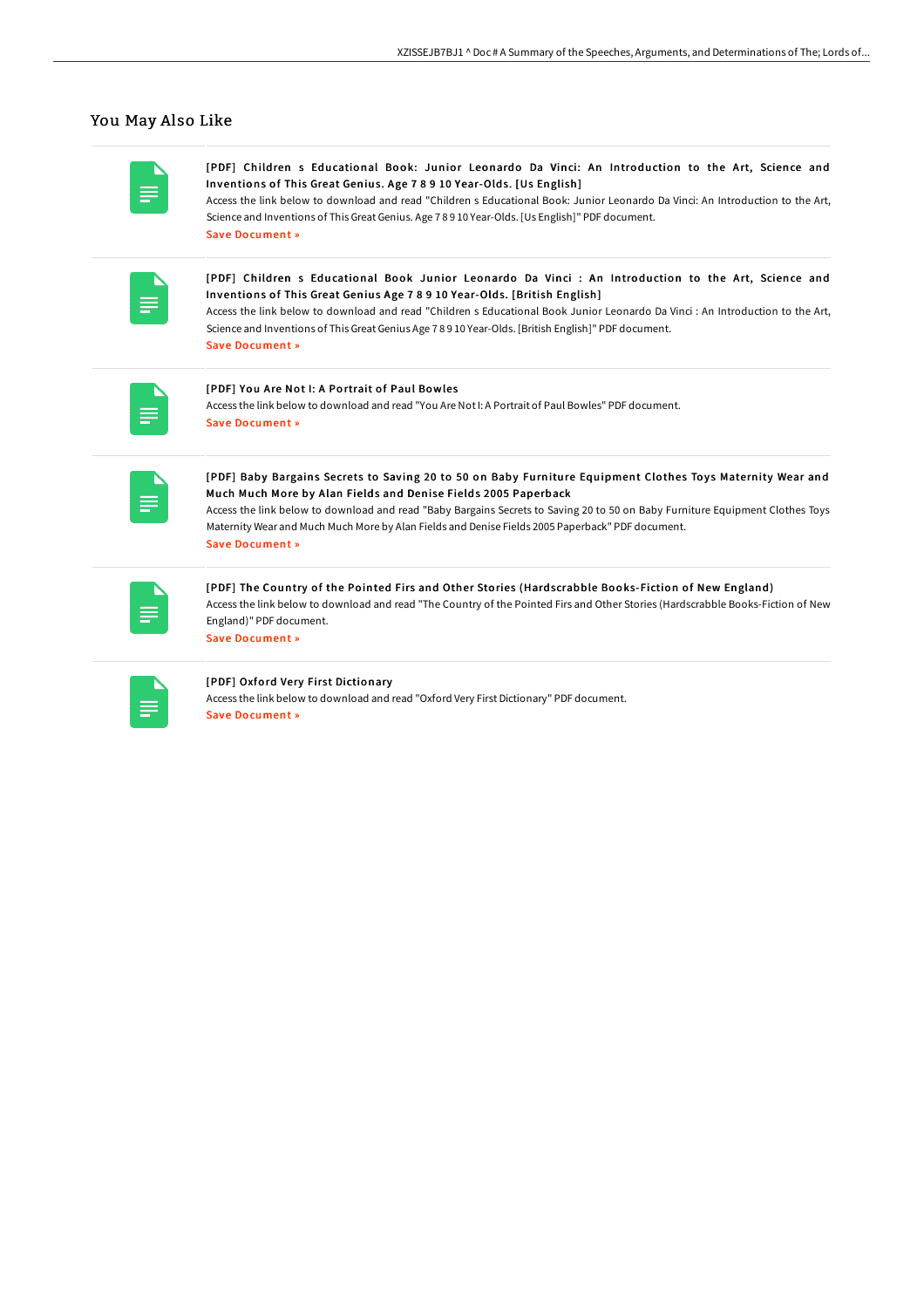## You May Also Like

**[PDF] Children s Educational Book: Junior Leonardo Da Vinci: An Introduction to the Art, Science and Inventions of This Great Genius. Age 7 8 9 10 Year-Olds. [Us English]**

Access the link below to download and read "Children s Educational Book: Junior Leonardo Da Vinci: An Introduction to the Art, Science and Inventions of This Great Genius. Age 7 8 9 10 Year-Olds. [Us English]" PDF document.

Save Document »

**[PDF] Children s Educational Book Junior Leonardo Da Vinci : An Introduction to the Art, Science and Inventions of This Great Genius Age 7 8 9 10 Year-Olds. [British English]**

Access the link below to download and read "Children s Educational Book Junior Leonardo Da Vinci : An Introduction to the Art, Science and Inventions of This Great Genius Age 7 8 9 10 Year-Olds. [British English]" PDF document.

Save Document »

**[PDF] You Are Not I: A Portrait of Paul Bowles**

Access the link below to download and read "You Are Not I: A Portrait of Paul Bowles" PDF document.

Save Document »

**[PDF] Baby Bargains Secrets to Saving 20 to 50 on Baby Furniture Equipment Clothes Toys Maternity Wear and Much Much More by Alan Fields and Denise Fields 2005 Paperback**

Access the link below to download and read "Baby Bargains Secrets to Saving 20 to 50 on Baby Furniture Equipment Clothes Toys Maternity Wear and Much Much More by Alan Fields and Denise Fields 2005 Paperback" PDF document.

Save Document »

**[PDF] The Country of the Pointed Firs and Other Stories (Hardscrabble Books-Fiction of New England)**

Access the link below to download and read "The Country of the Pointed Firs and Other Stories (Hardscrabble Books-Fiction of New England)" PDF document.

Save Document »

**[PDF] Oxford Very First Dictionary**

Access the link below to download and read "Oxford Very First Dictionary" PDF document.

Save Document »